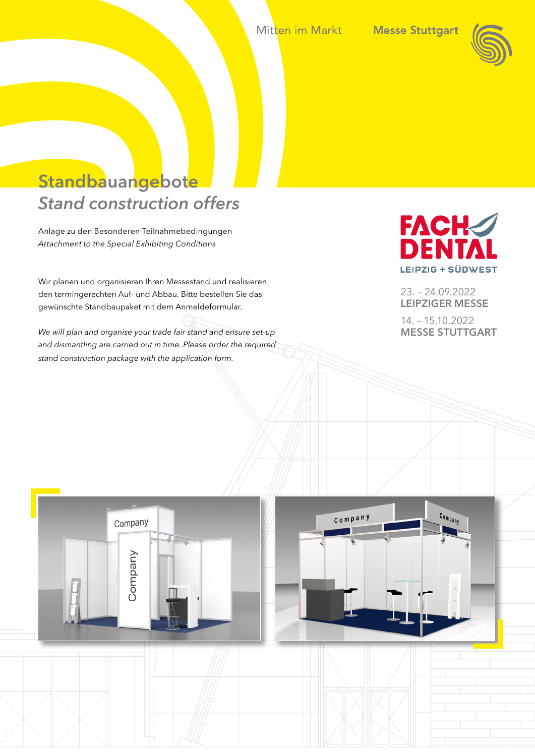Mitten im Markt

Messe Stuttgart

# Standbauangebote
## *Stand construction offers*

Anlage zu den Besonderen Teilnahmebedingungen
*Attachment to the Special Exhibiting Conditions*

Wir planen und organisieren Ihren Messestand und realisieren den termingerechten Auf- und Abbau. Bitte bestellen Sie das gewünschte Standbaupaket mit dem Anmeldeformular.

*We will plan and organise your trade fair stand and ensure set-up and dismantling are carried out in time. Please order the required stand construction package with the application form.*

FACH DENTAL
LEIPZIG + SÜDWEST

23. – 24.09.2022
**LEIPZIGER MESSE**

14. – 15.10.2022
**MESSE STUTTGART**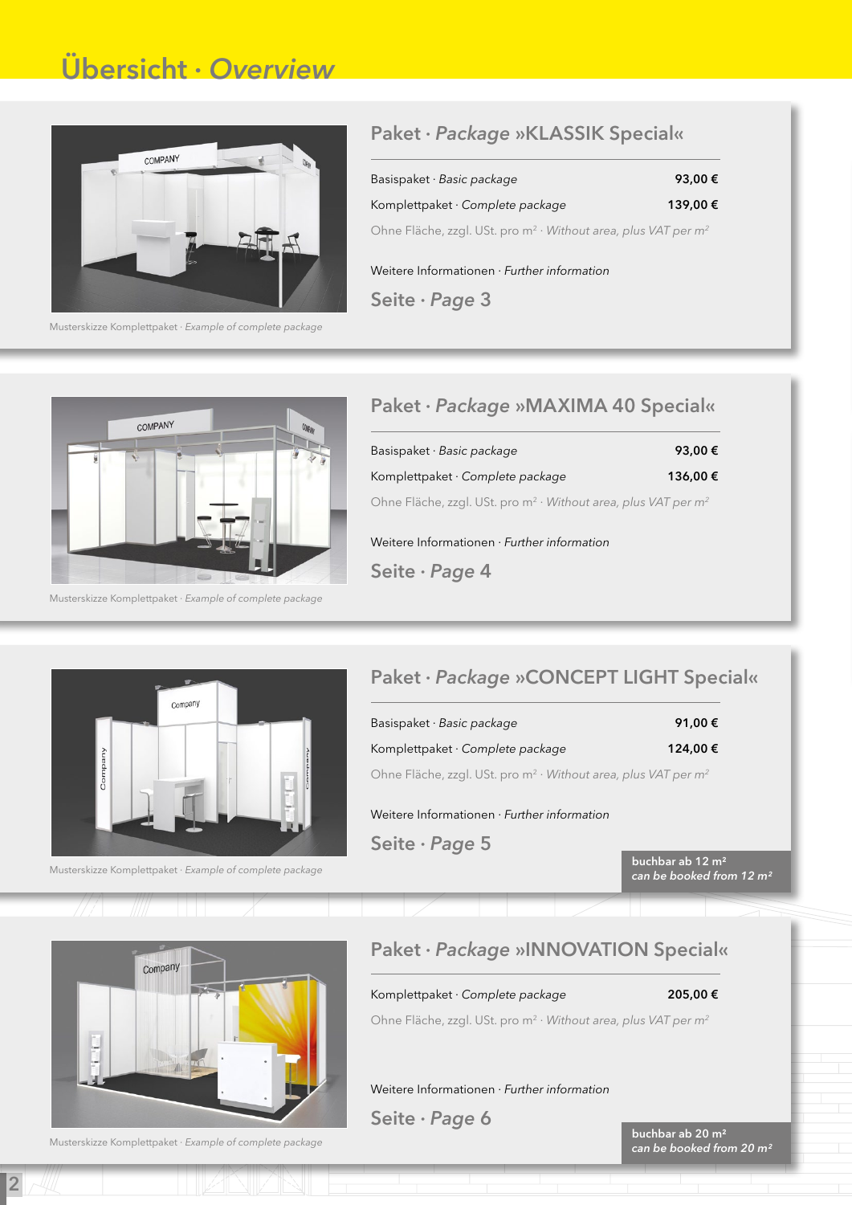# Übersicht · *Overview*

Musterskizze Komplettpaket · *Example of complete package*

## Paket · *Package* »KLASSIK Special«

| | |
|---|---|
| Basispaket · *Basic package* | **93,00 €** |
| Komplettpaket · *Complete package* | **139,00 €** |

Ohne Fläche, zzgl. USt. pro m² · *Without area, plus VAT per m²*

Weitere Informationen · *Further information*

Seite · *Page* 3

Musterskizze Komplettpaket · *Example of complete package*

## Paket · *Package* »MAXIMA 40 Special«

| | |
|---|---|
| Basispaket · *Basic package* | **93,00 €** |
| Komplettpaket · *Complete package* | **136,00 €** |

Ohne Fläche, zzgl. USt. pro m² · *Without area, plus VAT per m²*

Weitere Informationen · *Further information*

Seite · *Page* 4

Musterskizze Komplettpaket · *Example of complete package*

## Paket · *Package* »CONCEPT LIGHT Special«

| | |
|---|---|
| Basispaket · *Basic package* | **91,00 €** |
| Komplettpaket · *Complete package* | **124,00 €** |

Ohne Fläche, zzgl. USt. pro m² · *Without area, plus VAT per m²*

Weitere Informationen · *Further information*

Seite · *Page* 5

**buchbar ab 12 m²**
***can be booked from 12 m²***

Musterskizze Komplettpaket · *Example of complete package*

## Paket · *Package* »INNOVATION Special«

| | |
|---|---|
| Komplettpaket · *Complete package* | **205,00 €** |

Ohne Fläche, zzgl. USt. pro m² · *Without area, plus VAT per m²*

Weitere Informationen · *Further information*

Seite · *Page* 6

**buchbar ab 20 m²**
***can be booked from 20 m²***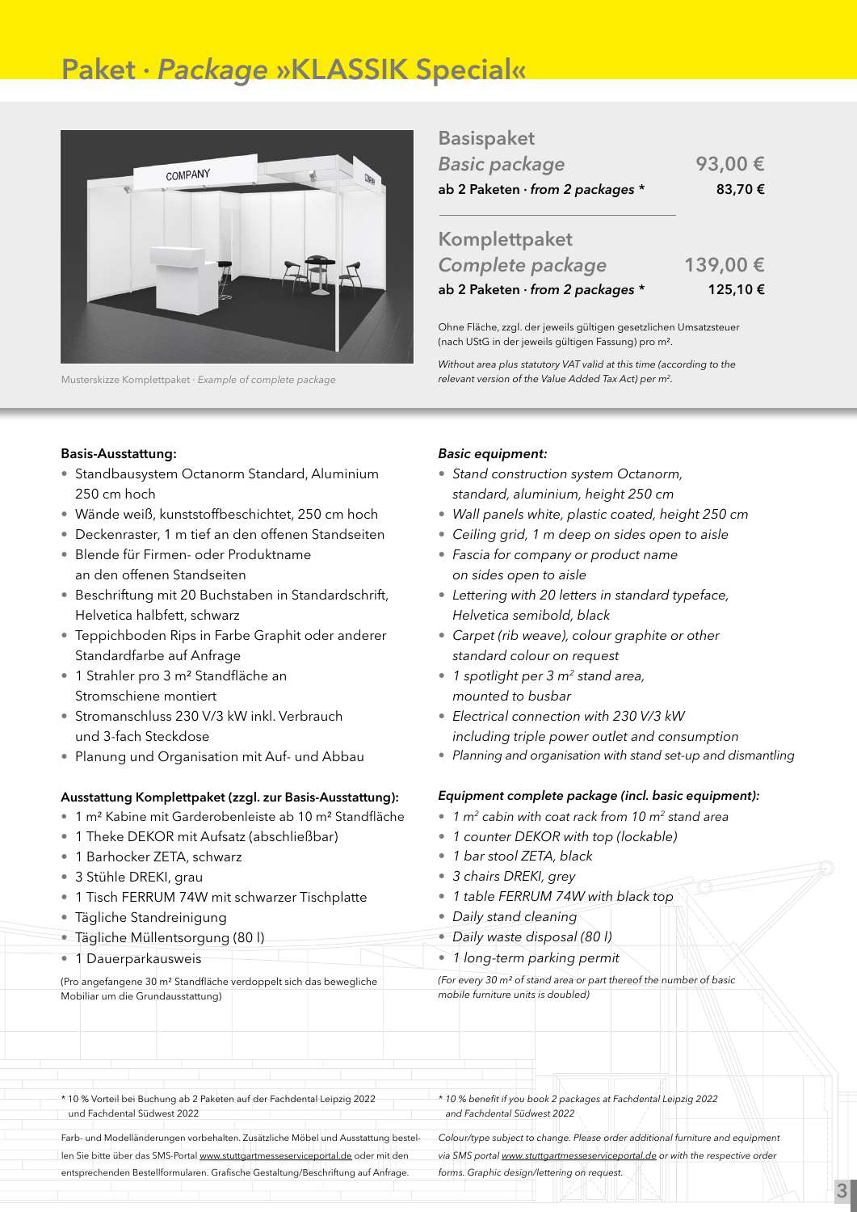# Paket · *Package* »KLASSIK Special«

Musterskizze Komplettpaket · *Example of complete package*

| | |
|---|---|
| **Basispaket** *Basic package* | 93,00 € |
| **ab 2 Paketen · *from 2 packages* \*** | **83,70 €** |
| **Komplettpaket** *Complete package* | 139,00 € |
| **ab 2 Paketen · *from 2 packages* \*** | **125,10 €** |

Ohne Fläche, zzgl. der jeweils gültigen gesetzlichen Umsatzsteuer (nach UStG in der jeweils gültigen Fassung) pro m².

*Without area plus statutory VAT valid at this time (according to the relevant version of the Value Added Tax Act) per m².*

**Basis-Ausstattung:**

- Standbausystem Octanorm Standard, Aluminium 250 cm hoch
- Wände weiß, kunststoffbeschichtet, 250 cm hoch
- Deckenraster, 1 m tief an den offenen Standseiten
- Blende für Firmen- oder Produktname an den offenen Standseiten
- Beschriftung mit 20 Buchstaben in Standardschrift, Helvetica halbfett, schwarz
- Teppichboden Rips in Farbe Graphit oder anderer Standardfarbe auf Anfrage
- 1 Strahler pro 3 m² Standfläche an Stromschiene montiert
- Stromanschluss 230 V/3 kW inkl. Verbrauch und 3-fach Steckdose
- Planung und Organisation mit Auf- und Abbau

***Basic equipment:***

- *Stand construction system Octanorm, standard, aluminium, height 250 cm*
- *Wall panels white, plastic coated, height 250 cm*
- *Ceiling grid, 1 m deep on sides open to aisle*
- *Fascia for company or product name on sides open to aisle*
- *Lettering with 20 letters in standard typeface, Helvetica semibold, black*
- *Carpet (rib weave), colour graphite or other standard colour on request*
- *1 spotlight per 3 m² stand area, mounted to busbar*
- *Electrical connection with 230 V/3 kW including triple power outlet and consumption*
- *Planning and organisation with stand set-up and dismantling*

**Ausstattung Komplettpaket (zzgl. zur Basis-Ausstattung):**

- 1 m² Kabine mit Garderobenleiste ab 10 m² Standfläche
- 1 Theke DEKOR mit Aufsatz (abschließbar)
- 1 Barhocker ZETA, schwarz
- 3 Stühle DREKI, grau
- 1 Tisch FERRUM 74W mit schwarzer Tischplatte
- Tägliche Standreinigung
- Tägliche Müllentsorgung (80 l)
- 1 Dauerparkausweis

(Pro angefangene 30 m² Standfläche verdoppelt sich das bewegliche Mobiliar um die Grundausstattung)

***Equipment complete package (incl. basic equipment):***

- *1 m² cabin with coat rack from 10 m² stand area*
- *1 counter DEKOR with top (lockable)*
- *1 bar stool ZETA, black*
- *3 chairs DREKI, grey*
- *1 table FERRUM 74W with black top*
- *Daily stand cleaning*
- *Daily waste disposal (80 l)*
- *1 long-term parking permit*

*(For every 30 m² of stand area or part thereof the number of basic mobile furniture units is doubled)*

\* 10 % Vorteil bei Buchung ab 2 Paketen auf der Fachdental Leipzig 2022 und Fachdental Südwest 2022

*\* 10 % benefit if you book 2 packages at Fachdental Leipzig 2022 and Fachdental Südwest 2022*

Farb- und Modelländerungen vorbehalten. Zusätzliche Möbel und Ausstattung bestellen Sie bitte über das SMS-Portal www.stuttgartmesseserviceportal.de oder mit den entsprechenden Bestellformularen. Grafische Gestaltung/Beschriftung auf Anfrage.

*Colour/type subject to change. Please order additional furniture and equipment via SMS portal www.stuttgartmesseserviceportal.de or with the respective order forms. Graphic design/lettering on request.*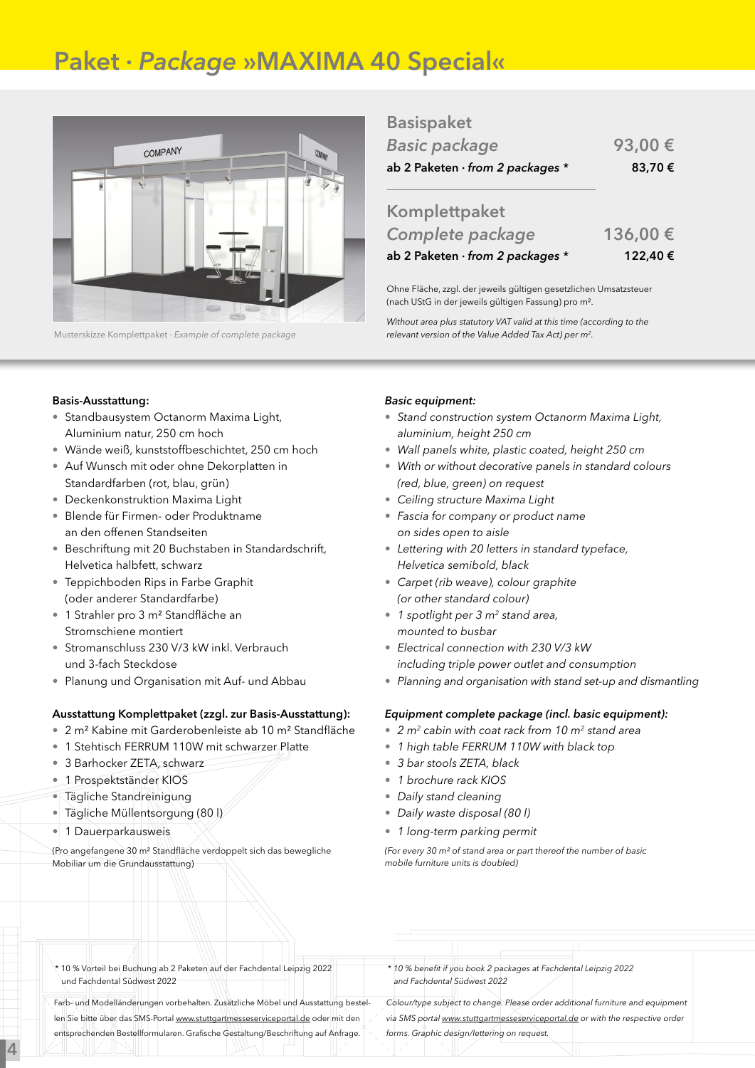# Paket · *Package* »MAXIMA 40 Special«

Musterskizze Komplettpaket · *Example of complete package*

## Basispaket
## *Basic package*

| | |
|---|---|
| *Basic package* | 93,00 € |
| **ab 2 Paketen · *from 2 packages* *** | **83,70 €** |

## Komplettpaket
## *Complete package*

| | |
|---|---|
| *Complete package* | 136,00 € |
| **ab 2 Paketen · *from 2 packages* *** | **122,40 €** |

Ohne Fläche, zzgl. der jeweils gültigen gesetzlichen Umsatzsteuer (nach UStG in der jeweils gültigen Fassung) pro m².

*Without area plus statutory VAT valid at this time (according to the relevant version of the Value Added Tax Act) per m².*

**Basis-Ausstattung:**

- Standbausystem Octanorm Maxima Light, Aluminium natur, 250 cm hoch
- Wände weiß, kunststoffbeschichtet, 250 cm hoch
- Auf Wunsch mit oder ohne Dekorplatten in Standardfarben (rot, blau, grün)
- Deckenkonstruktion Maxima Light
- Blende für Firmen- oder Produktname an den offenen Standseiten
- Beschriftung mit 20 Buchstaben in Standardschrift, Helvetica halbfett, schwarz
- Teppichboden Rips in Farbe Graphit (oder anderer Standardfarbe)
- 1 Strahler pro 3 m² Standfläche an Stromschiene montiert
- Stromanschluss 230 V/3 kW inkl. Verbrauch und 3-fach Steckdose
- Planung und Organisation mit Auf- und Abbau

**Ausstattung Komplettpaket (zzgl. zur Basis-Ausstattung):**

- 2 m² Kabine mit Garderobenleiste ab 10 m² Standfläche
- 1 Stehtisch FERRUM 110W mit schwarzer Platte
- 3 Barhocker ZETA, schwarz
- 1 Prospektständer KIOS
- Tägliche Standreinigung
- Tägliche Müllentsorgung (80 l)
- 1 Dauerparkausweis

(Pro angefangene 30 m² Standfläche verdoppelt sich das bewegliche Mobiliar um die Grundausstattung)

***Basic equipment:***

- *Stand construction system Octanorm Maxima Light, aluminium, height 250 cm*
- *Wall panels white, plastic coated, height 250 cm*
- *With or without decorative panels in standard colours (red, blue, green) on request*
- *Ceiling structure Maxima Light*
- *Fascia for company or product name on sides open to aisle*
- *Lettering with 20 letters in standard typeface, Helvetica semibold, black*
- *Carpet (rib weave), colour graphite (or other standard colour)*
- *1 spotlight per 3 m² stand area, mounted to busbar*
- *Electrical connection with 230 V/3 kW including triple power outlet and consumption*
- *Planning and organisation with stand set-up and dismantling*

***Equipment complete package (incl. basic equipment):***

- *2 m² cabin with coat rack from 10 m² stand area*
- *1 high table FERRUM 110W with black top*
- *3 bar stools ZETA, black*
- *1 brochure rack KIOS*
- *Daily stand cleaning*
- *Daily waste disposal (80 l)*
- *1 long-term parking permit*

*(For every 30 m² of stand area or part thereof the number of basic mobile furniture units is doubled)*

\* 10 % Vorteil bei Buchung ab 2 Paketen auf der Fachdental Leipzig 2022 und Fachdental Südwest 2022

*\* 10 % benefit if you book 2 packages at Fachdental Leipzig 2022 and Fachdental Südwest 2022*

Farb- und Modelländerungen vorbehalten. Zusätzliche Möbel und Ausstattung bestellen Sie bitte über das SMS-Portal www.stuttgartmesseserviceportal.de oder mit den entsprechenden Bestellformularen. Grafische Gestaltung/Beschriftung auf Anfrage.

*Colour/type subject to change. Please order additional furniture and equipment via SMS portal www.stuttgartmesseserviceportal.de or with the respective order forms. Graphic design/lettering on request.*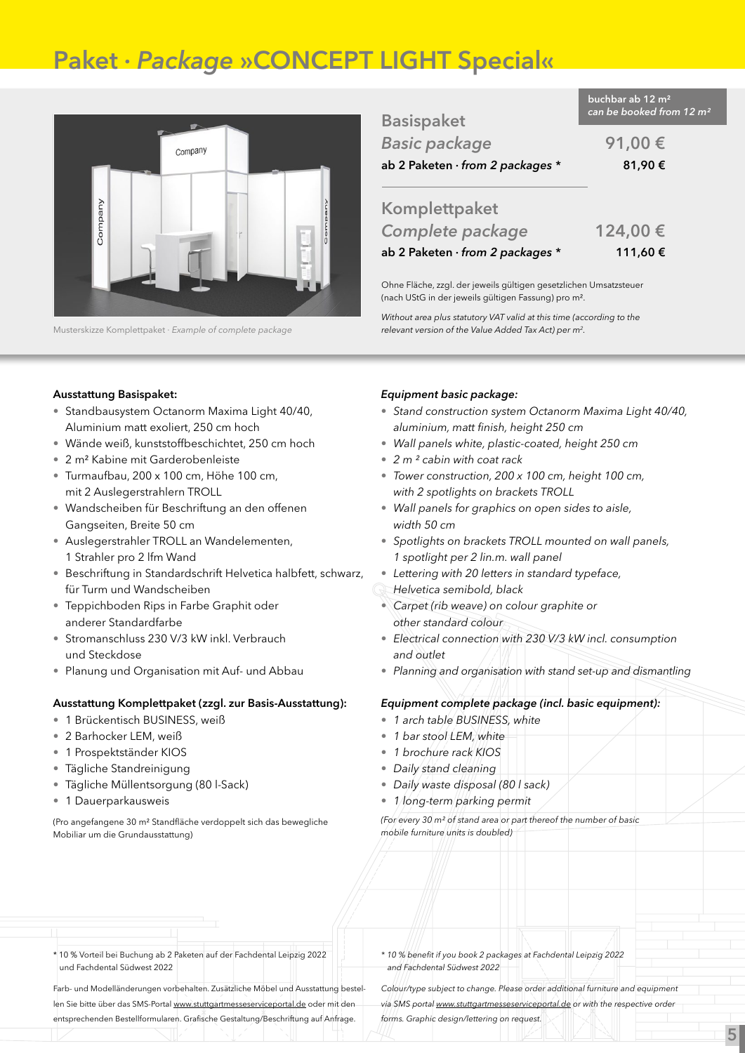# Paket · *Package* »CONCEPT LIGHT Special«

Musterskizze Komplettpaket · *Example of complete package*

**buchbar ab 12 m²**
*can be booked from 12 m²*

| | |
|---|---|
| **Basispaket** *Basic package* | **91,00 €** |
| **ab 2 Paketen · *from 2 packages* \*** | **81,90 €** |
| **Komplettpaket** *Complete package* | **124,00 €** |
| **ab 2 Paketen · *from 2 packages* \*** | **111,60 €** |

Ohne Fläche, zzgl. der jeweils gültigen gesetzlichen Umsatzsteuer (nach UStG in der jeweils gültigen Fassung) pro m².

*Without area plus statutory VAT valid at this time (according to the relevant version of the Value Added Tax Act) per m².*

**Ausstattung Basispaket:**

- Standbausystem Octanorm Maxima Light 40/40, Aluminium matt exoliert, 250 cm hoch
- Wände weiß, kunststoffbeschichtet, 250 cm hoch
- 2 m² Kabine mit Garderobenleiste
- Turmaufbau, 200 x 100 cm, Höhe 100 cm, mit 2 Auslegerstrahlern TROLL
- Wandscheiben für Beschriftung an den offenen Gangseiten, Breite 50 cm
- Auslegerstrahler TROLL an Wandelementen, 1 Strahler pro 2 lfm Wand
- Beschriftung in Standardschrift Helvetica halbfett, schwarz, für Turm und Wandscheiben
- Teppichboden Rips in Farbe Graphit oder anderer Standardfarbe
- Stromanschluss 230 V/3 kW inkl. Verbrauch und Steckdose
- Planung und Organisation mit Auf- und Abbau

***Equipment basic package:***

- *Stand construction system Octanorm Maxima Light 40/40, aluminium, matt finish, height 250 cm*
- *Wall panels white, plastic-coated, height 250 cm*
- *2 m ² cabin with coat rack*
- *Tower construction, 200 x 100 cm, height 100 cm, with 2 spotlights on brackets TROLL*
- *Wall panels for graphics on open sides to aisle, width 50 cm*
- *Spotlights on brackets TROLL mounted on wall panels, 1 spotlight per 2 lin.m. wall panel*
- *Lettering with 20 letters in standard typeface, Helvetica semibold, black*
- *Carpet (rib weave) on colour graphite or other standard colour*
- *Electrical connection with 230 V/3 kW incl. consumption and outlet*
- *Planning and organisation with stand set-up and dismantling*

**Ausstattung Komplettpaket (zzgl. zur Basis-Ausstattung):**

- 1 Brückentisch BUSINESS, weiß
- 2 Barhocker LEM, weiß
- 1 Prospektständer KIOS
- Tägliche Standreinigung
- Tägliche Müllentsorgung (80 l-Sack)
- 1 Dauerparkausweis

(Pro angefangene 30 m² Standfläche verdoppelt sich das bewegliche Mobiliar um die Grundausstattung)

***Equipment complete package (incl. basic equipment):***

- *1 arch table BUSINESS, white*
- *1 bar stool LEM, white*
- *1 brochure rack KIOS*
- *Daily stand cleaning*
- *Daily waste disposal (80 l sack)*
- *1 long-term parking permit*

*(For every 30 m² of stand area or part thereof the number of basic mobile furniture units is doubled)*

\* 10 % Vorteil bei Buchung ab 2 Paketen auf der Fachdental Leipzig 2022 und Fachdental Südwest 2022

*\* 10 % benefit if you book 2 packages at Fachdental Leipzig 2022 and Fachdental Südwest 2022*

Farb- und Modelländerungen vorbehalten. Zusätzliche Möbel und Ausstattung bestellen Sie bitte über das SMS-Portal www.stuttgartmesseserviceportal.de oder mit den entsprechenden Bestellformularen. Grafische Gestaltung/Beschriftung auf Anfrage.

*Colour/type subject to change. Please order additional furniture and equipment via SMS portal www.stuttgartmesseserviceportal.de or with the respective order forms. Graphic design/lettering on request.*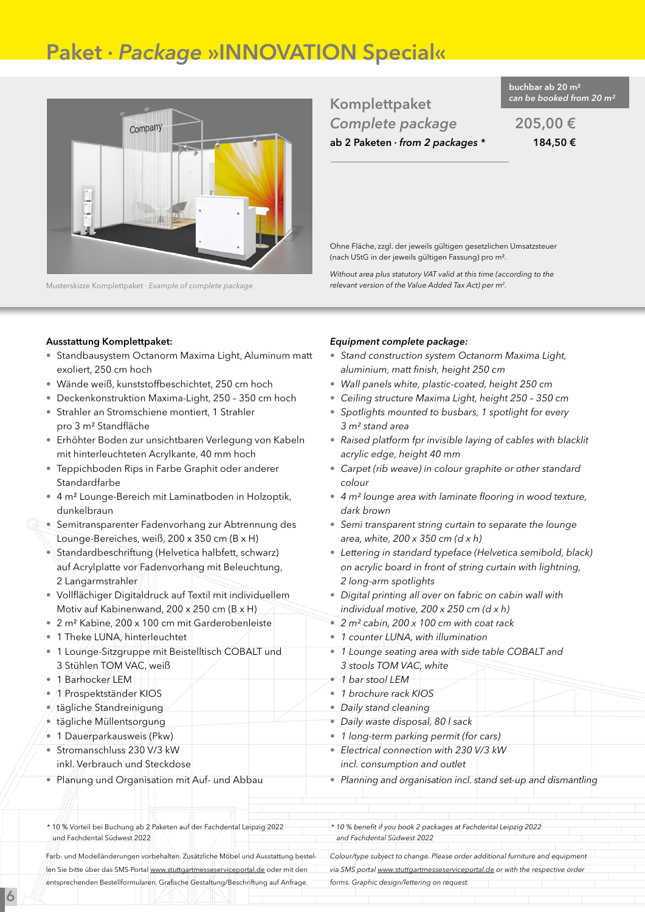# Paket · *Package* »INNOVATION Special«

Musterskizze Komplettpaket · *Example of complete package*

**buchbar ab 20 m²**
***can be booked from 20 m²***

| | |
|---|---|
| Komplettpaket *Complete package* | 205,00 € |
| **ab 2 Paketen · *from 2 packages* *** | **184,50 €** |

Ohne Fläche, zzgl. der jeweils gültigen gesetzlichen Umsatzsteuer (nach UStG in der jeweils gültigen Fassung) pro m².

*Without area plus statutory VAT valid at this time (according to the relevant version of the Value Added Tax Act) per m².*

**Ausstattung Komplettpaket:**

- Standbausystem Octanorm Maxima Light, Aluminum matt exoliert, 250 cm hoch
- Wände weiß, kunststoffbeschichtet, 250 cm hoch
- Deckenkonstruktion Maxima-Light, 250 – 350 cm hoch
- Strahler an Stromschiene montiert, 1 Strahler pro 3 m² Standfläche
- Erhöhter Boden zur unsichtbaren Verlegung von Kabeln mit hinterleuchteten Acrylkante, 40 mm hoch
- Teppichboden Rips in Farbe Graphit oder anderer Standardfarbe
- 4 m² Lounge-Bereich mit Laminatboden in Holzoptik, dunkelbraun
- Semitransparenter Fadenvorhang zur Abtrennung des Lounge-Bereiches, weiß, 200 x 350 cm (B x H)
- Standardbeschriftung (Helvetica halbfett, schwarz) auf Acrylplatte vor Fadenvorhang mit Beleuchtung, 2 Langarmstrahler
- Vollflächiger Digitaldruck auf Textil mit individuellem Motiv auf Kabinenwand, 200 x 250 cm (B x H)
- 2 m² Kabine, 200 x 100 cm mit Garderobenleiste
- 1 Theke LUNA, hinterleuchtet
- 1 Lounge-Sitzgruppe mit Beistelltisch COBALT und 3 Stühlen TOM VAC, weiß
- 1 Barhocker LEM
- 1 Prospektständer KIOS
- tägliche Standreinigung
- tägliche Müllentsorgung
- 1 Dauerparkausweis (Pkw)
- Stromanschluss 230 V/3 kW inkl. Verbrauch und Steckdose
- Planung und Organisation mit Auf- und Abbau

***Equipment complete package:***

- *Stand construction system Octanorm Maxima Light, aluminium, matt finish, height 250 cm*
- *Wall panels white, plastic-coated, height 250 cm*
- *Ceiling structure Maxima Light, height 250 – 350 cm*
- *Spotlights mounted to busbars, 1 spotlight for every 3 m² stand area*
- *Raised platform fpr invisible laying of cables with blacklit acrylic edge, height 40 mm*
- *Carpet (rib weave) in colour graphite or other standard colour*
- *4 m² lounge area with laminate flooring in wood texture, dark brown*
- *Semi transparent string curtain to separate the lounge area, white, 200 x 350 cm (d x h)*
- *Lettering in standard typeface (Helvetica semibold, black) on acrylic board in front of string curtain with lightning, 2 long-arm spotlights*
- *Digital printing all over on fabric on cabin wall with individual motive, 200 x 250 cm (d x h)*
- *2 m² cabin, 200 x 100 cm with coat rack*
- *1 counter LUNA, with illumination*
- *1 Lounge seating area with side table COBALT and 3 stools TOM VAC, white*
- *1 bar stool LEM*
- *1 brochure rack KIOS*
- *Daily stand cleaning*
- *Daily waste disposal, 80 l sack*
- *1 long-term parking permit (for cars)*
- *Electrical connection with 230 V/3 kW incl. consumption and outlet*
- *Planning and organisation incl. stand set-up and dismantling*

\* 10 % Vorteil bei Buchung ab 2 Paketen auf der Fachdental Leipzig 2022 und Fachdental Südwest 2022

*\* 10 % benefit if you book 2 packages at Fachdental Leipzig 2022 and Fachdental Südwest 2022*

Farb- und Modelländerungen vorbehalten. Zusätzliche Möbel und Ausstattung bestellen Sie bitte über das SMS-Portal www.stuttgartmesseserviceportal.de oder mit den entsprechenden Bestellformularen. Grafische Gestaltung/Beschriftung auf Anfrage.

*Colour/type subject to change. Please order additional furniture and equipment via SMS portal www.stuttgartmesseserviceportal.de or with the respective order forms. Graphic design/lettering on request.*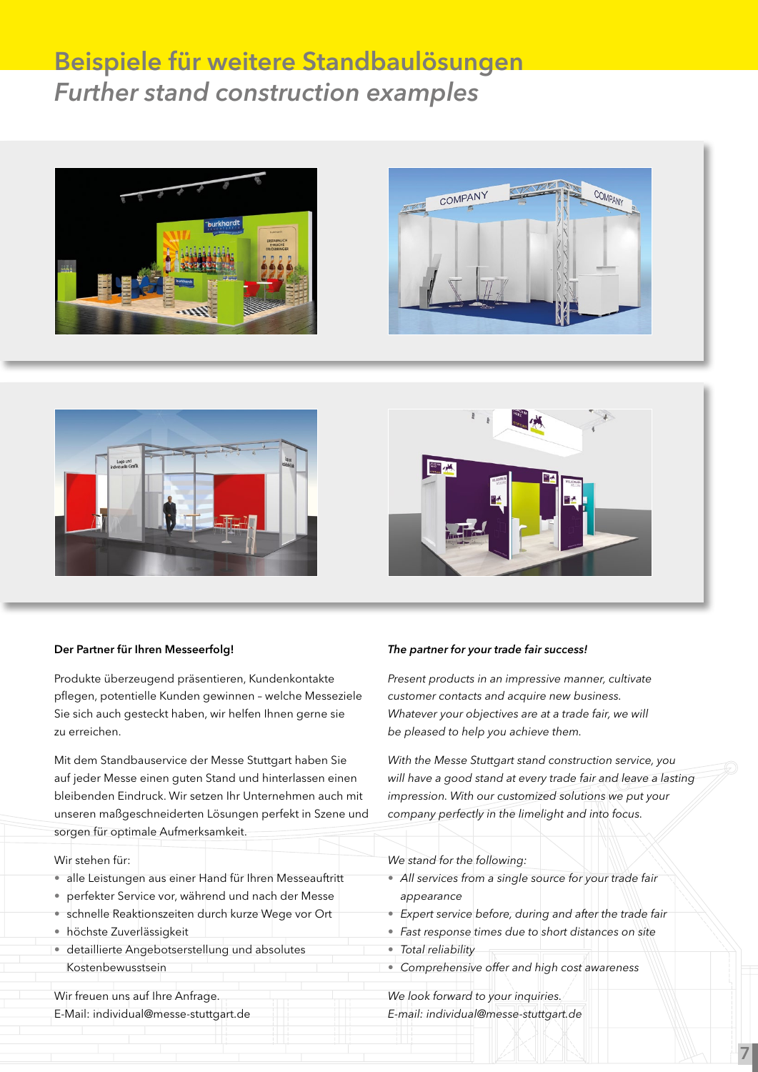# Beispiele für weitere Standbaulösungen

## *Further stand construction examples*

**Der Partner für Ihren Messeerfolg!**

Produkte überzeugend präsentieren, Kundenkontakte pflegen, potentielle Kunden gewinnen – welche Messeziele Sie sich auch gesteckt haben, wir helfen Ihnen gerne sie zu erreichen.

Mit dem Standbauservice der Messe Stuttgart haben Sie auf jeder Messe einen guten Stand und hinterlassen einen bleibenden Eindruck. Wir setzen Ihr Unternehmen auch mit unseren maßgeschneiderten Lösungen perfekt in Szene und sorgen für optimale Aufmerksamkeit.

Wir stehen für:

- alle Leistungen aus einer Hand für Ihren Messeauftritt
- perfekter Service vor, während und nach der Messe
- schnelle Reaktionszeiten durch kurze Wege vor Ort
- höchste Zuverlässigkeit
- detaillierte Angebotserstellung und absolutes Kostenbewusstsein

Wir freuen uns auf Ihre Anfrage.
E-Mail: individual@messe-stuttgart.de

***The partner for your trade fair success!***

*Present products in an impressive manner, cultivate customer contacts and acquire new business. Whatever your objectives are at a trade fair, we will be pleased to help you achieve them.*

*With the Messe Stuttgart stand construction service, you will have a good stand at every trade fair and leave a lasting impression. With our customized solutions we put your company perfectly in the limelight and into focus.*

*We stand for the following:*

- *All services from a single source for your trade fair appearance*
- *Expert service before, during and after the trade fair*
- *Fast response times due to short distances on site*
- *Total reliability*
- *Comprehensive offer and high cost awareness*

*We look forward to your inquiries.*
*E-mail: individual@messe-stuttgart.de*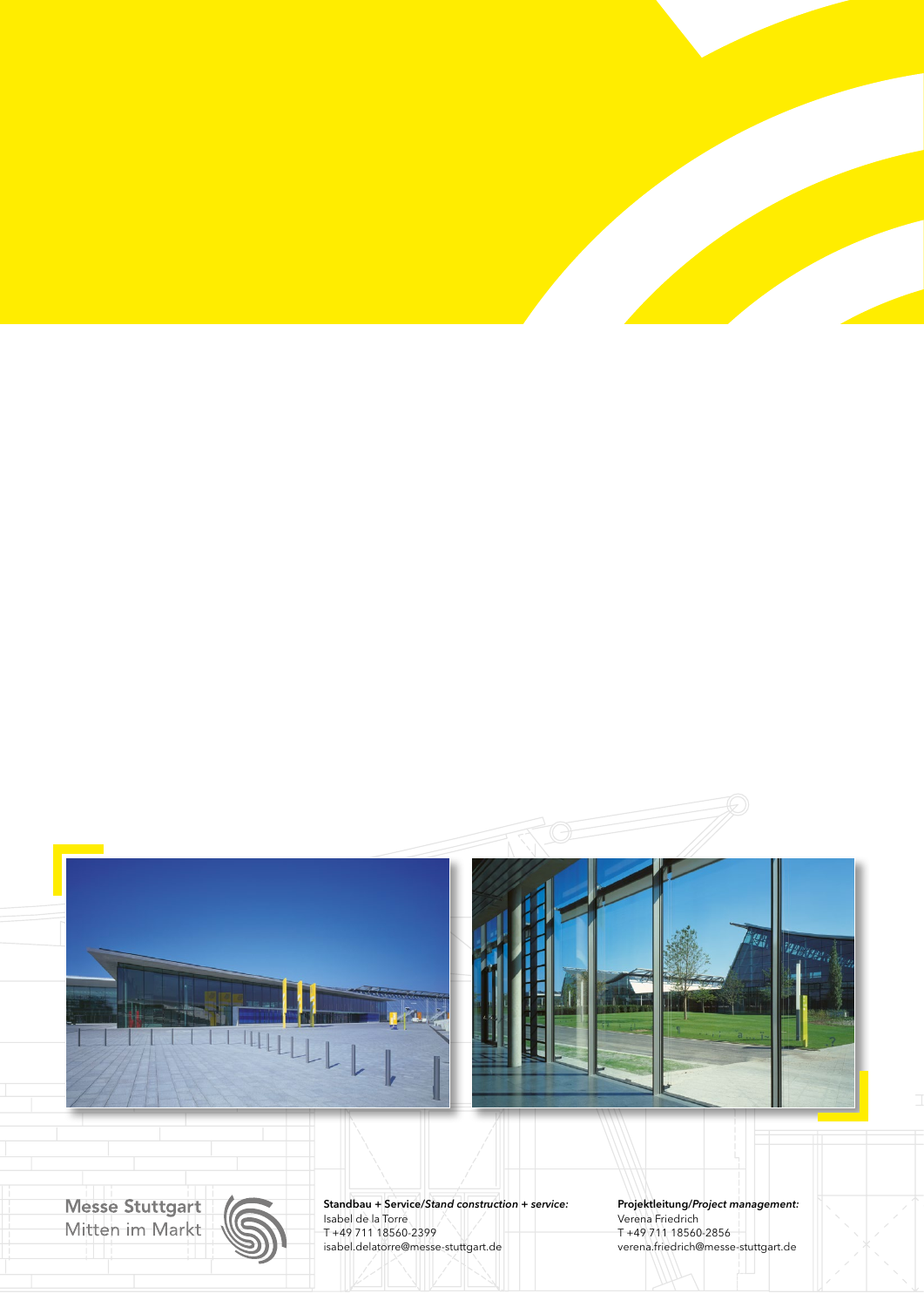Messe Stuttgart
Mitten im Markt

**Standbau + Service/*Stand construction + service:***
Isabel de la Torre
T +49 711 18560-2399
isabel.delatorre@messe-stuttgart.de

**Projektleitung/*Project management:***
Verena Friedrich
T +49 711 18560-2856
verena.friedrich@messe-stuttgart.de